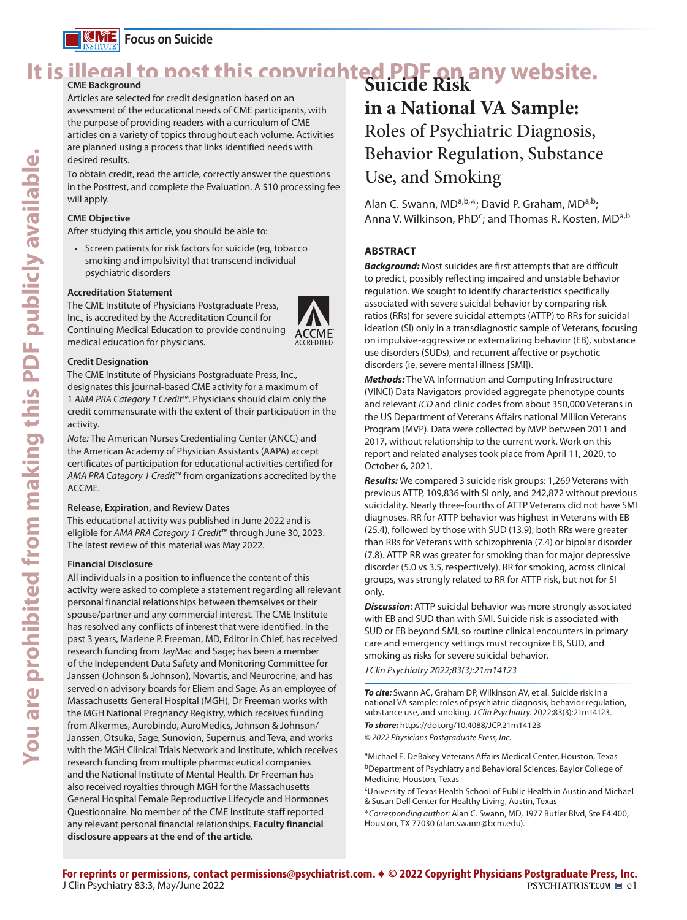# Suicide Risk in a National VA Sample:

## Roles of Psychiatric Diagnosis, Behavior Regulation, Substance Use, and Smoking

Alan C. Swann, MD[a,b,*]; David P. Graham, MD[a,b]; Anna V. Wilkinson, PhD[c]; and Thomas R. Kosten, MD[a,b]

### ABSTRACT

***Background:*** Most suicides are first attempts that are difficult to predict, possibly reflecting impaired and unstable behavior regulation. We sought to identify characteristics specifically associated with severe suicidal behavior by comparing risk ratios (RRs) for severe suicidal attempts (ATTP) to RRs for suicidal ideation (SI) only in a transdiagnostic sample of Veterans, focusing on impulsive-aggressive or externalizing behavior (EB), substance use disorders (SUDs), and recurrent affective or psychotic disorders (ie, severe mental illness [SMI]).

***Methods:*** The VA Information and Computing Infrastructure (VINCI) Data Navigators provided aggregate phenotype counts and relevant *ICD* and clinic codes from about 350,000 Veterans in the US Department of Veterans Affairs national Million Veterans Program (MVP). Data were collected by MVP between 2011 and 2017, without relationship to the current work. Work on this report and related analyses took place from April 11, 2020, to October 6, 2021.

***Results:*** We compared 3 suicide risk groups: 1,269 Veterans with previous ATTP, 109,836 with SI only, and 242,872 without previous suicidality. Nearly three-fourths of ATTP Veterans did not have SMI diagnoses. RR for ATTP behavior was highest in Veterans with EB (25.4), followed by those with SUD (13.9); both RRs were greater than RRs for Veterans with schizophrenia (7.4) or bipolar disorder (7.8). ATTP RR was greater for smoking than for major depressive disorder (5.0 vs 3.5, respectively). RR for smoking, across clinical groups, was strongly related to RR for ATTP risk, but not for SI only.

***Discussion:*** ATTP suicidal behavior was more strongly associated with EB and SUD than with SMI. Suicide risk is associated with SUD or EB beyond SMI, so routine clinical encounters in primary care and emergency settings must recognize EB, SUD, and smoking as risks for severe suicidal behavior.

*J Clin Psychiatry 2022;83(3):21m14123*

***To cite:*** Swann AC, Graham DP, Wilkinson AV, et al. Suicide risk in a national VA sample: roles of psychiatric diagnosis, behavior regulation, substance use, and smoking. *J Clin Psychiatry.* 2022;83(3):21m14123.

***To share:*** https://doi.org/10.4088/JCP.21m14123

*© 2022 Physicians Postgraduate Press, Inc.*

[a]Michael E. DeBakey Veterans Affairs Medical Center, Houston, Texas

[b]Department of Psychiatry and Behavioral Sciences, Baylor College of Medicine, Houston, Texas

[c]University of Texas Health School of Public Health in Austin and Michael & Susan Dell Center for Healthy Living, Austin, Texas

*Corresponding author: Alan C. Swann, MD, 1977 Butler Blvd, Ste E4.400, Houston, TX 77030 (alan.swann@bcm.edu).

---

### CME Background

Articles are selected for credit designation based on an assessment of the educational needs of CME participants, with the purpose of providing readers with a curriculum of CME articles on a variety of topics throughout each volume. Activities are planned using a process that links identified needs with desired results.

To obtain credit, read the article, correctly answer the questions in the Posttest, and complete the Evaluation. A $10 processing fee will apply.

### CME Objective

After studying this article, you should be able to:

- Screen patients for risk factors for suicide (eg, tobacco smoking and impulsivity) that transcend individual psychiatric disorders

### Accreditation Statement

The CME Institute of Physicians Postgraduate Press, Inc., is accredited by the Accreditation Council for Continuing Medical Education to provide continuing medical education for physicians.

### Credit Designation

The CME Institute of Physicians Postgraduate Press, Inc., designates this journal-based CME activity for a maximum of 1 *AMA PRA Category 1 Credit*™. Physicians should claim only the credit commensurate with the extent of their participation in the activity.

*Note:* The American Nurses Credentialing Center (ANCC) and the American Academy of Physician Assistants (AAPA) accept certificates of participation for educational activities certified for *AMA PRA Category 1 Credit*™ from organizations accredited by the ACCME.

### Release, Expiration, and Review Dates

This educational activity was published in June 2022 and is eligible for *AMA PRA Category 1 Credit*™ through June 30, 2023. The latest review of this material was May 2022.

### Financial Disclosure

All individuals in a position to influence the content of this activity were asked to complete a statement regarding all relevant personal financial relationships between themselves or their spouse/partner and any commercial interest. The CME Institute has resolved any conflicts of interest that were identified. In the past 3 years, Marlene P. Freeman, MD, Editor in Chief, has received research funding from JayMac and Sage; has been a member of the Independent Data Safety and Monitoring Committee for Janssen (Johnson & Johnson), Novartis, and Neurocrine; and has served on advisory boards for Eliem and Sage. As an employee of Massachusetts General Hospital (MGH), Dr Freeman works with the MGH National Pregnancy Registry, which receives funding from Alkermes, Aurobindo, AuroMedics, Johnson & Johnson/Janssen, Otsuka, Sage, Sunovion, Supernus, and Teva, and works with the MGH Clinical Trials Network and Institute, which receives research funding from multiple pharmaceutical companies and the National Institute of Mental Health. Dr Freeman has also received royalties through MGH for the Massachusetts General Hospital Female Reproductive Lifecycle and Hormones Questionnaire. No member of the CME Institute staff reported any relevant personal financial relationships. **Faculty financial disclosure appears at the end of the article.**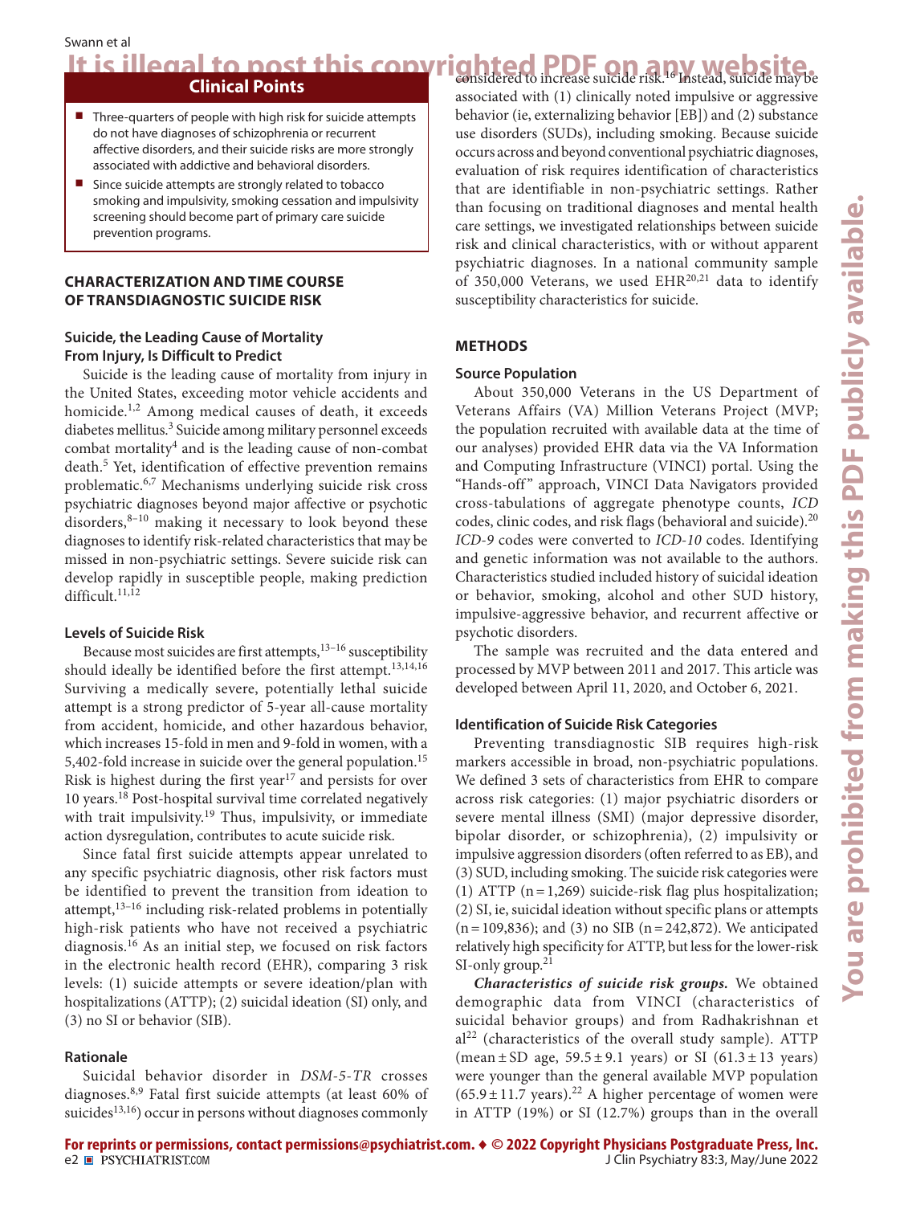## Clinical Points

- Three-quarters of people with high risk for suicide attempts do not have diagnoses of schizophrenia or recurrent affective disorders, and their suicide risks are more strongly associated with addictive and behavioral disorders.
- Since suicide attempts are strongly related to tobacco smoking and impulsivity, smoking cessation and impulsivity screening should become part of primary care suicide prevention programs.

## CHARACTERIZATION AND TIME COURSE OF TRANSDIAGNOSTIC SUICIDE RISK

### Suicide, the Leading Cause of Mortality From Injury, Is Difficult to Predict

Suicide is the leading cause of mortality from injury in the United States, exceeding motor vehicle accidents and homicide.[1,2] Among medical causes of death, it exceeds diabetes mellitus.[3] Suicide among military personnel exceeds combat mortality[4] and is the leading cause of non-combat death.[5] Yet, identification of effective prevention remains problematic.[6,7] Mechanisms underlying suicide risk cross psychiatric diagnoses beyond major affective or psychotic disorders,[8–10] making it necessary to look beyond these diagnoses to identify risk-related characteristics that may be missed in non-psychiatric settings. Severe suicide risk can develop rapidly in susceptible people, making prediction difficult.[11,12]

### Levels of Suicide Risk

Because most suicides are first attempts,[13–16] susceptibility should ideally be identified before the first attempt.[13,14,16] Surviving a medically severe, potentially lethal suicide attempt is a strong predictor of 5-year all-cause mortality from accident, homicide, and other hazardous behavior, which increases 15-fold in men and 9-fold in women, with a 5,402-fold increase in suicide over the general population.[15] Risk is highest during the first year[17] and persists for over 10 years.[18] Post-hospital survival time correlated negatively with trait impulsivity.[19] Thus, impulsivity, or immediate action dysregulation, contributes to acute suicide risk.

Since fatal first suicide attempts appear unrelated to any specific psychiatric diagnosis, other risk factors must be identified to prevent the transition from ideation to attempt,[13–16] including risk-related problems in potentially high-risk patients who have not received a psychiatric diagnosis.[16] As an initial step, we focused on risk factors in the electronic health record (EHR), comparing 3 risk levels: (1) suicide attempts or severe ideation/plan with hospitalizations (ATTP); (2) suicidal ideation (SI) only, and (3) no SI or behavior (SIB).

### Rationale

Suicidal behavior disorder in *DSM-5-TR* crosses diagnoses.[8,9] Fatal first suicide attempts (at least 60% of suicides[13,16]) occur in persons without diagnoses commonly considered to increase suicide risk.[16] Instead, suicide may be associated with (1) clinically noted impulsive or aggressive behavior (ie, externalizing behavior [EB]) and (2) substance use disorders (SUDs), including smoking. Because suicide occurs across and beyond conventional psychiatric diagnoses, evaluation of risk requires identification of characteristics that are identifiable in non-psychiatric settings. Rather than focusing on traditional diagnoses and mental health care settings, we investigated relationships between suicide risk and clinical characteristics, with or without apparent psychiatric diagnoses. In a national community sample of 350,000 Veterans, we used EHR[20,21] data to identify susceptibility characteristics for suicide.

## METHODS

### Source Population

About 350,000 Veterans in the US Department of Veterans Affairs (VA) Million Veterans Project (MVP; the population recruited with available data at the time of our analyses) provided EHR data via the VA Information and Computing Infrastructure (VINCI) portal. Using the "Hands-off" approach, VINCI Data Navigators provided cross-tabulations of aggregate phenotype counts, *ICD* codes, clinic codes, and risk flags (behavioral and suicide).[20] *ICD-9* codes were converted to *ICD-10* codes. Identifying and genetic information was not available to the authors. Characteristics studied included history of suicidal ideation or behavior, smoking, alcohol and other SUD history, impulsive-aggressive behavior, and recurrent affective or psychotic disorders.

The sample was recruited and the data entered and processed by MVP between 2011 and 2017. This article was developed between April 11, 2020, and October 6, 2021.

### Identification of Suicide Risk Categories

Preventing transdiagnostic SIB requires high-risk markers accessible in broad, non-psychiatric populations. We defined 3 sets of characteristics from EHR to compare across risk categories: (1) major psychiatric disorders or severe mental illness (SMI) (major depressive disorder, bipolar disorder, or schizophrenia), (2) impulsivity or impulsive aggression disorders (often referred to as EB), and (3) SUD, including smoking. The suicide risk categories were (1) ATTP (n = 1,269) suicide-risk flag plus hospitalization; (2) SI, ie, suicidal ideation without specific plans or attempts (n = 109,836); and (3) no SIB (n = 242,872). We anticipated relatively high specificity for ATTP, but less for the lower-risk SI-only group.[21]

***Characteristics of suicide risk groups.*** We obtained demographic data from VINCI (characteristics of suicidal behavior groups) and from Radhakrishnan et al[22] (characteristics of the overall study sample). ATTP (mean ± SD age, 59.5 ± 9.1 years) or SI (61.3 ± 13 years) were younger than the general available MVP population (65.9 ± 11.7 years).[22] A higher percentage of women were in ATTP (19%) or SI (12.7%) groups than in the overall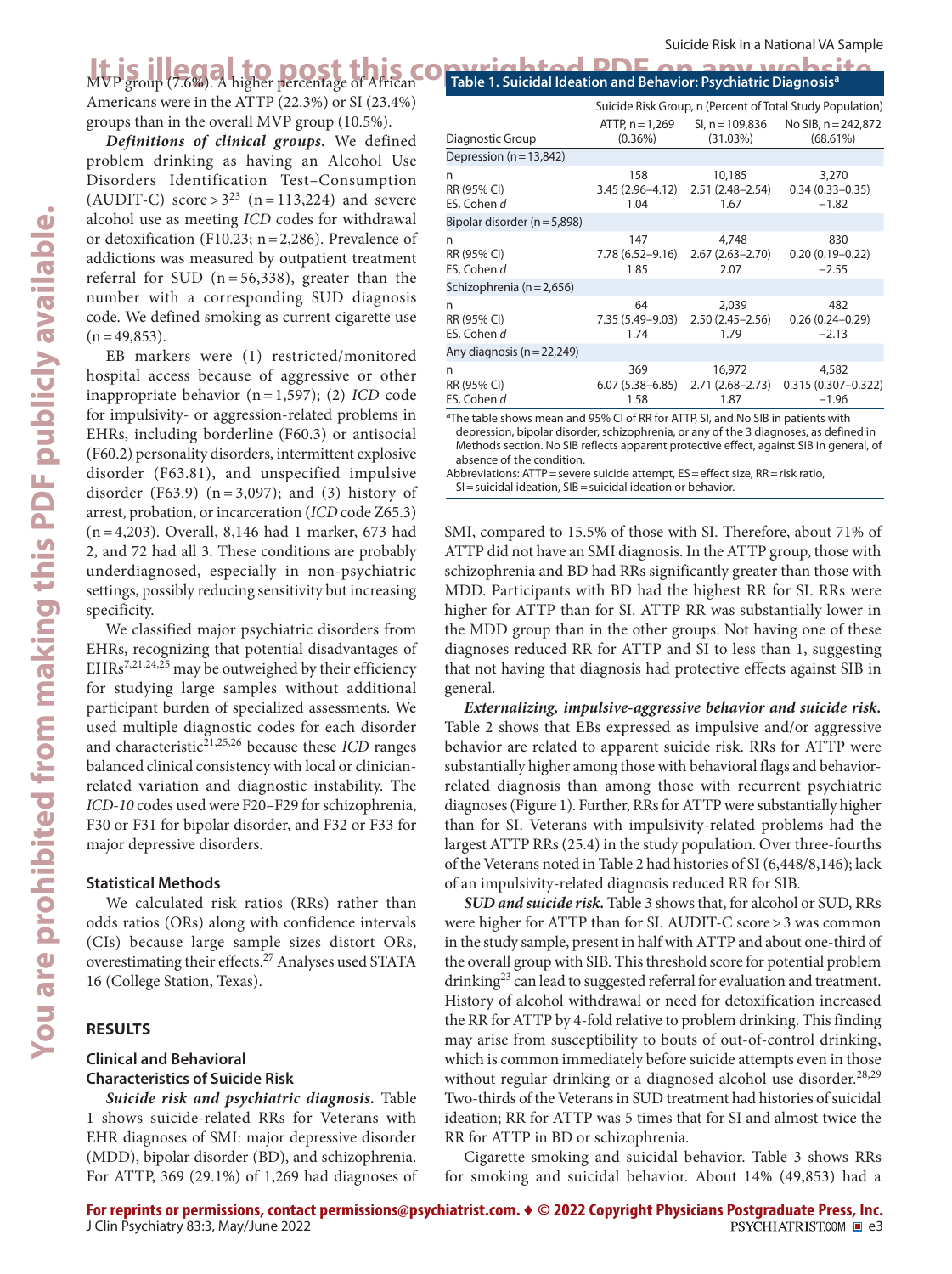MVP group (7.6%). A higher percentage of African Americans were in the ATTP (22.3%) or SI (23.4%) groups than in the overall MVP group (10.5%).

***Definitions of clinical groups.*** We defined problem drinking as having an Alcohol Use Disorders Identification Test–Consumption (AUDIT-C) score > 3[23] (n = 113,224) and severe alcohol use as meeting *ICD* codes for withdrawal or detoxification (F10.23; n = 2,286). Prevalence of addictions was measured by outpatient treatment referral for SUD (n = 56,338), greater than the number with a corresponding SUD diagnosis code. We defined smoking as current cigarette use (n = 49,853).

EB markers were (1) restricted/monitored hospital access because of aggressive or other inappropriate behavior (n = 1,597); (2) *ICD* code for impulsivity- or aggression-related problems in EHRs, including borderline (F60.3) or antisocial (F60.2) personality disorders, intermittent explosive disorder (F63.81), and unspecified impulsive disorder (F63.9) (n = 3,097); and (3) history of arrest, probation, or incarceration (*ICD* code Z65.3) (n = 4,203). Overall, 8,146 had 1 marker, 673 had 2, and 72 had all 3. These conditions are probably underdiagnosed, especially in non-psychiatric settings, possibly reducing sensitivity but increasing specificity.

We classified major psychiatric disorders from EHRs, recognizing that potential disadvantages of EHRs[7,21,24,25] may be outweighed by their efficiency for studying large samples without additional participant burden of specialized assessments. We used multiple diagnostic codes for each disorder and characteristic[21,25,26] because these *ICD* ranges balanced clinical consistency with local or clinician-related variation and diagnostic instability. The *ICD-10* codes used were F20–F29 for schizophrenia, F30 or F31 for bipolar disorder, and F32 or F33 for major depressive disorders.

### Statistical Methods

We calculated risk ratios (RRs) rather than odds ratios (ORs) along with confidence intervals (CIs) because large sample sizes distort ORs, overestimating their effects.[27] Analyses used STATA 16 (College Station, Texas).

## RESULTS

### Clinical and Behavioral Characteristics of Suicide Risk

***Suicide risk and psychiatric diagnosis.*** Table 1 shows suicide-related RRs for Veterans with EHR diagnoses of SMI: major depressive disorder (MDD), bipolar disorder (BD), and schizophrenia. For ATTP, 369 (29.1%) of 1,269 had diagnoses of SMI, compared to 15.5% of those with SI. Therefore, about 71% of ATTP did not have an SMI diagnosis. In the ATTP group, those with schizophrenia and BD had RRs significantly greater than those with MDD. Participants with BD had the highest RR for SI. RRs were higher for ATTP than for SI. ATTP RR was substantially lower in the MDD group than in the other groups. Not having one of these diagnoses reduced RR for ATTP and SI to less than 1, suggesting that not having that diagnosis had protective effects against SIB in general.

**Table 1. Suicidal Ideation and Behavior: Psychiatric Diagnosis[a]**

| Diagnostic Group | Suicide Risk Group, n (Percent of Total Study Population) | | |
|---|---|---|---|
| | ATTP, n = 1,269 (0.36%) | SI, n = 109,836 (31.03%) | No SIB, n = 242,872 (68.61%) |
| **Depression (n = 13,842)** | | | |
| n | 158 | 10,185 | 3,270 |
| RR (95% CI) | 3.45 (2.96–4.12) | 2.51 (2.48–2.54) | 0.34 (0.33–0.35) |
| ES, Cohen *d* | 1.04 | 1.67 | −1.82 |
| **Bipolar disorder (n = 5,898)** | | | |
| n | 147 | 4,748 | 830 |
| RR (95% CI) | 7.78 (6.52–9.16) | 2.67 (2.63–2.70) | 0.20 (0.19–0.22) |
| ES, Cohen *d* | 1.85 | 2.07 | −2.55 |
| **Schizophrenia (n = 2,656)** | | | |
| n | 64 | 2,039 | 482 |
| RR (95% CI) | 7.35 (5.49–9.03) | 2.50 (2.45–2.56) | 0.26 (0.24–0.29) |
| ES, Cohen *d* | 1.74 | 1.79 | −2.13 |
| **Any diagnosis (n = 22,249)** | | | |
| n | 369 | 16,972 | 4,582 |
| RR (95% CI) | 6.07 (5.38–6.85) | 2.71 (2.68–2.73) | 0.315 (0.307–0.322) |
| ES, Cohen *d* | 1.58 | 1.87 | −1.96 |

[a]The table shows mean and 95% CI of RR for ATTP, SI, and No SIB in patients with depression, bipolar disorder, schizophrenia, or any of the 3 diagnoses, as defined in Methods section. No SIB reflects apparent protective effect, against SIB in general, of absence of the condition.

Abbreviations: ATTP = severe suicide attempt, ES = effect size, RR = risk ratio, SI = suicidal ideation, SIB = suicidal ideation or behavior.

***Externalizing, impulsive-aggressive behavior and suicide risk.*** Table 2 shows that EBs expressed as impulsive and/or aggressive behavior are related to apparent suicide risk. RRs for ATTP were substantially higher among those with behavioral flags and behavior-related diagnosis than among those with recurrent psychiatric diagnoses (Figure 1). Further, RRs for ATTP were substantially higher than for SI. Veterans with impulsivity-related problems had the largest ATTP RRs (25.4) in the study population. Over three-fourths of the Veterans noted in Table 2 had histories of SI (6,448/8,146); lack of an impulsivity-related diagnosis reduced RR for SIB.

***SUD and suicide risk.*** Table 3 shows that, for alcohol or SUD, RRs were higher for ATTP than for SI. AUDIT-C score > 3 was common in the study sample, present in half with ATTP and about one-third of the overall group with SIB. This threshold score for potential problem drinking[23] can lead to suggested referral for evaluation and treatment. History of alcohol withdrawal or need for detoxification increased the RR for ATTP by 4-fold relative to problem drinking. This finding may arise from susceptibility to bouts of out-of-control drinking, which is common immediately before suicide attempts even in those without regular drinking or a diagnosed alcohol use disorder.[28,29] Two-thirds of the Veterans in SUD treatment had histories of suicidal ideation; RR for ATTP was 5 times that for SI and almost twice the RR for ATTP in BD or schizophrenia.

Cigarette smoking and suicidal behavior. Table 3 shows RRs for smoking and suicidal behavior. About 14% (49,853) had a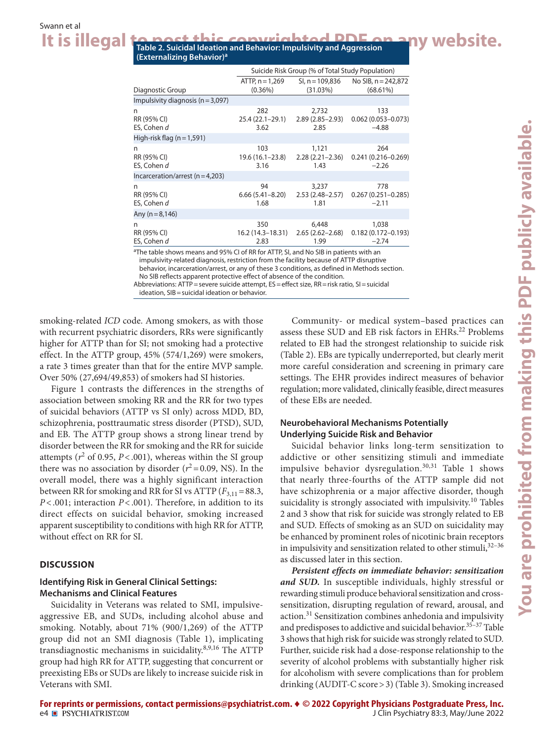**Table 2. Suicidal Ideation and Behavior: Impulsivity and Aggression (Externalizing Behavior)[a]**

| Diagnostic Group | Suicide Risk Group (% of Total Study Population) | | |
|---|---|---|---|
| | ATTP, n = 1,269 (0.36%) | SI, n = 109,836 (31.03%) | No SIB, n = 242,872 (68.61%) |
| **Impulsivity diagnosis (n = 3,097)** | | | |
| n | 282 | 2,732 | 133 |
| RR (95% CI) | 25.4 (22.1–29.1) | 2.89 (2.85–2.93) | 0.062 (0.053–0.073) |
| ES, Cohen *d* | 3.62 | 2.85 | −4.88 |
| **High-risk flag (n = 1,591)** | | | |
| n | 103 | 1,121 | 264 |
| RR (95% CI) | 19.6 (16.1–23.8) | 2.28 (2.21–2.36) | 0.241 (0.216–0.269) |
| ES, Cohen *d* | 3.16 | 1.43 | −2.26 |
| **Incarceration/arrest (n = 4,203)** | | | |
| n | 94 | 3,237 | 778 |
| RR (95% CI) | 6.66 (5.41–8.20) | 2.53 (2.48–2.57) | 0.267 (0.251–0.285) |
| ES, Cohen *d* | 1.68 | 1.81 | −2.11 |
| **Any (n = 8,146)** | | | |
| n | 350 | 6,448 | 1,038 |
| RR (95% CI) | 16.2 (14.3–18.31) | 2.65 (2.62–2.68) | 0.182 (0.172–0.193) |
| ES, Cohen *d* | 2.83 | 1.99 | −2.74 |

[a]The table shows means and 95% CI of RR for ATTP, SI, and No SIB in patients with an impulsivity-related diagnosis, restriction from the facility because of ATTP disruptive behavior, incarceration/arrest, or any of these 3 conditions, as defined in Methods section. No SIB reflects apparent protective effect of absence of the condition.

Abbreviations: ATTP = severe suicide attempt, ES = effect size, RR = risk ratio, SI = suicidal ideation, SIB = suicidal ideation or behavior.

smoking-related *ICD* code. Among smokers, as with those with recurrent psychiatric disorders, RRs were significantly higher for ATTP than for SI; not smoking had a protective effect. In the ATTP group, 45% (574/1,269) were smokers, a rate 3 times greater than that for the entire MVP sample. Over 50% (27,694/49,853) of smokers had SI histories.

Figure 1 contrasts the differences in the strengths of association between smoking RR and the RR for two types of suicidal behaviors (ATTP vs SI only) across MDD, BD, schizophrenia, posttraumatic stress disorder (PTSD), SUD, and EB. The ATTP group shows a strong linear trend by disorder between the RR for smoking and the RR for suicide attempts ($r^2$ of 0.95, $P < .001$), whereas within the SI group there was no association by disorder ($r^2 = 0.09$, NS). In the overall model, there was a highly significant interaction between RR for smoking and RR for SI vs ATTP ($F_{3,11} = 88.3$, $P < .001$; interaction $P < .001$). Therefore, in addition to its direct effects on suicidal behavior, smoking increased apparent susceptibility to conditions with high RR for ATTP, without effect on RR for SI.

## DISCUSSION

### Identifying Risk in General Clinical Settings: Mechanisms and Clinical Features

Suicidality in Veterans was related to SMI, impulsive-aggressive EB, and SUDs, including alcohol abuse and smoking. Notably, about 71% (900/1,269) of the ATTP group did not an SMI diagnosis (Table 1), implicating transdiagnostic mechanisms in suicidality.[8,9,16] The ATTP group had high RR for ATTP, suggesting that concurrent or preexisting EBs or SUDs are likely to increase suicide risk in Veterans with SMI.

Community- or medical system–based practices can assess these SUD and EB risk factors in EHRs.[22] Problems related to EB had the strongest relationship to suicide risk (Table 2). EBs are typically underreported, but clearly merit more careful consideration and screening in primary care settings. The EHR provides indirect measures of behavior regulation; more validated, clinically feasible, direct measures of these EBs are needed.

### Neurobehavioral Mechanisms Potentially Underlying Suicide Risk and Behavior

Suicidal behavior links long-term sensitization to addictive or other sensitizing stimuli and immediate impulsive behavior dysregulation.[30,31] Table 1 shows that nearly three-fourths of the ATTP sample did not have schizophrenia or a major affective disorder, though suicidality is strongly associated with impulsivity.[10] Tables 2 and 3 show that risk for suicide was strongly related to EB and SUD. Effects of smoking as an SUD on suicidality may be enhanced by prominent roles of nicotinic brain receptors in impulsivity and sensitization related to other stimuli,[32–36] as discussed later in this section.

***Persistent effects on immediate behavior: sensitization and SUD.*** In susceptible individuals, highly stressful or rewarding stimuli produce behavioral sensitization and cross-sensitization, disrupting regulation of reward, arousal, and action.[31] Sensitization combines anhedonia and impulsivity and predisposes to addictive and suicidal behavior.[35–37] Table 3 shows that high risk for suicide was strongly related to SUD. Further, suicide risk had a dose-response relationship to the severity of alcohol problems with substantially higher risk for alcoholism with severe complications than for problem drinking (AUDIT-C score > 3) (Table 3). Smoking increased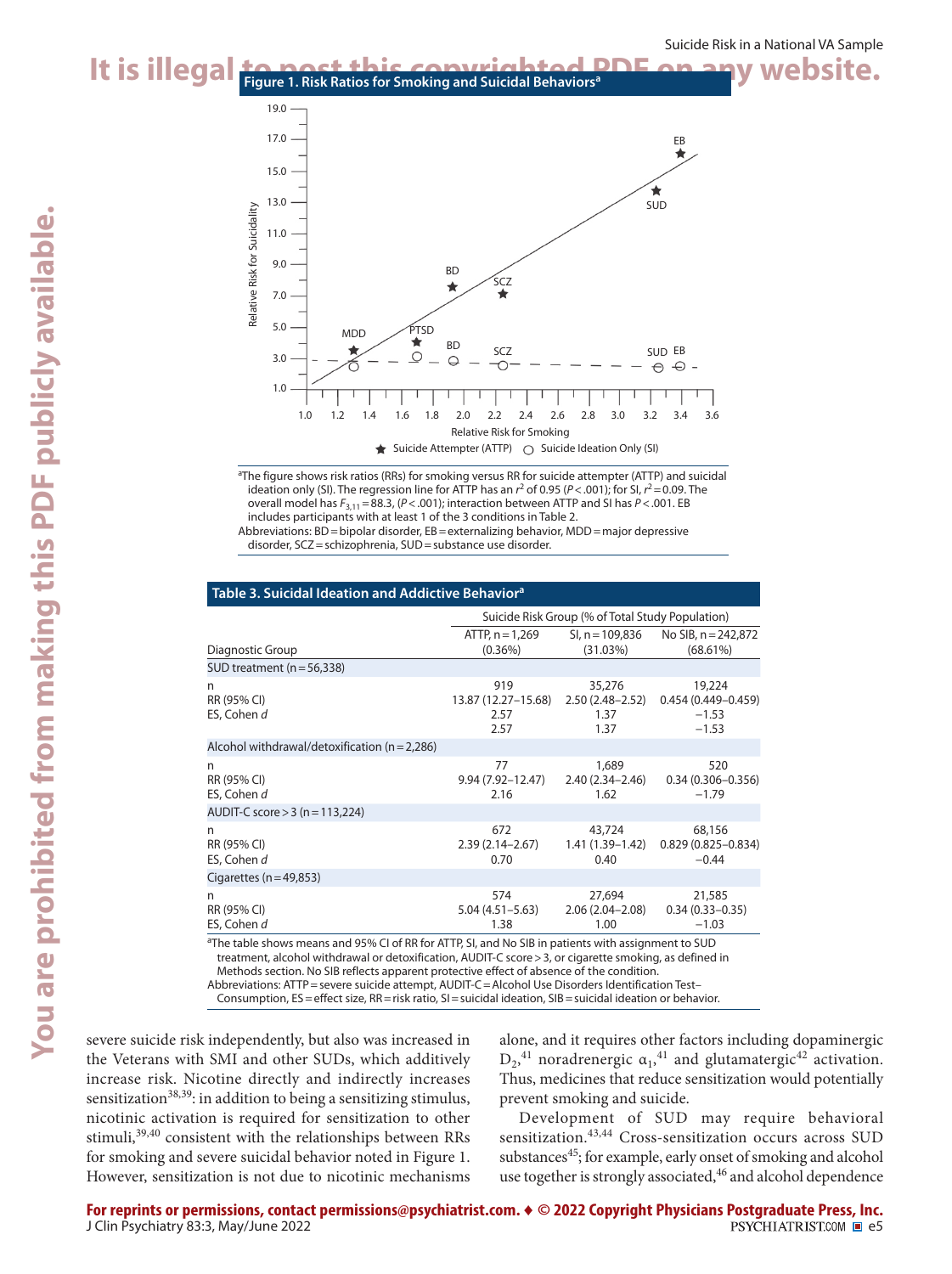**Figure 1. Risk Ratios for Smoking and Suicidal Behaviors[a]**

[a]The figure shows risk ratios (RRs) for smoking versus RR for suicide attempter (ATTP) and suicidal ideation only (SI). The regression line for ATTP has an $r^2$ of 0.95 ($P<.001$); for SI, $r^2=0.09$. The overall model has $F_{3,11}=88.3$, ($P<.001$); interaction between ATTP and SI has $P<.001$. EB includes participants with at least 1 of the 3 conditions in Table 2.

Abbreviations: BD = bipolar disorder, EB = externalizing behavior, MDD = major depressive disorder, SCZ = schizophrenia, SUD = substance use disorder.

**Table 3. Suicidal Ideation and Addictive Behavior[a]**

| | Suicide Risk Group (% of Total Study Population) | | |
|---|---|---|---|
| Diagnostic Group | ATTP, n = 1,269 (0.36%) | SI, n = 109,836 (31.03%) | No SIB, n = 242,872 (68.61%) |
| **SUD treatment (n = 56,338)** | | | |
| n | 919 | 35,276 | 19,224 |
| RR (95% CI) | 13.87 (12.27–15.68) | 2.50 (2.48–2.52) | 0.454 (0.449–0.459) |
| ES, Cohen *d* | 2.57 | 1.37 | −1.53 |
| | 2.57 | 1.37 | −1.53 |
| **Alcohol withdrawal/detoxification (n = 2,286)** | | | |
| n | 77 | 1,689 | 520 |
| RR (95% CI) | 9.94 (7.92–12.47) | 2.40 (2.34–2.46) | 0.34 (0.306–0.356) |
| ES, Cohen *d* | 2.16 | 1.62 | −1.79 |
| **AUDIT-C score > 3 (n = 113,224)** | | | |
| n | 672 | 43,724 | 68,156 |
| RR (95% CI) | 2.39 (2.14–2.67) | 1.41 (1.39–1.42) | 0.829 (0.825–0.834) |
| ES, Cohen *d* | 0.70 | 0.40 | −0.44 |
| **Cigarettes (n = 49,853)** | | | |
| n | 574 | 27,694 | 21,585 |
| RR (95% CI) | 5.04 (4.51–5.63) | 2.06 (2.04–2.08) | 0.34 (0.33–0.35) |
| ES, Cohen *d* | 1.38 | 1.00 | −1.03 |

[a]The table shows means and 95% CI of RR for ATTP, SI, and No SIB in patients with assignment to SUD treatment, alcohol withdrawal or detoxification, AUDIT-C score > 3, or cigarette smoking, as defined in Methods section. No SIB reflects apparent protective effect of absence of the condition.

Abbreviations: ATTP = severe suicide attempt, AUDIT-C = Alcohol Use Disorders Identification Test–Consumption, ES = effect size, RR = risk ratio, SI = suicidal ideation, SIB = suicidal ideation or behavior.

severe suicide risk independently, but also was increased in the Veterans with SMI and other SUDs, which additively increase risk. Nicotine directly and indirectly increases sensitization[38,39]: in addition to being a sensitizing stimulus, nicotinic activation is required for sensitization to other stimuli,[39,40] consistent with the relationships between RRs for smoking and severe suicidal behavior noted in Figure 1. However, sensitization is not due to nicotinic mechanisms alone, and it requires other factors including dopaminergic $D_2$,[41] noradrenergic $\alpha_1$,[41] and glutamatergic[42] activation. Thus, medicines that reduce sensitization would potentially prevent smoking and suicide.

Development of SUD may require behavioral sensitization.[43,44] Cross-sensitization occurs across SUD substances[45]; for example, early onset of smoking and alcohol use together is strongly associated,[46] and alcohol dependence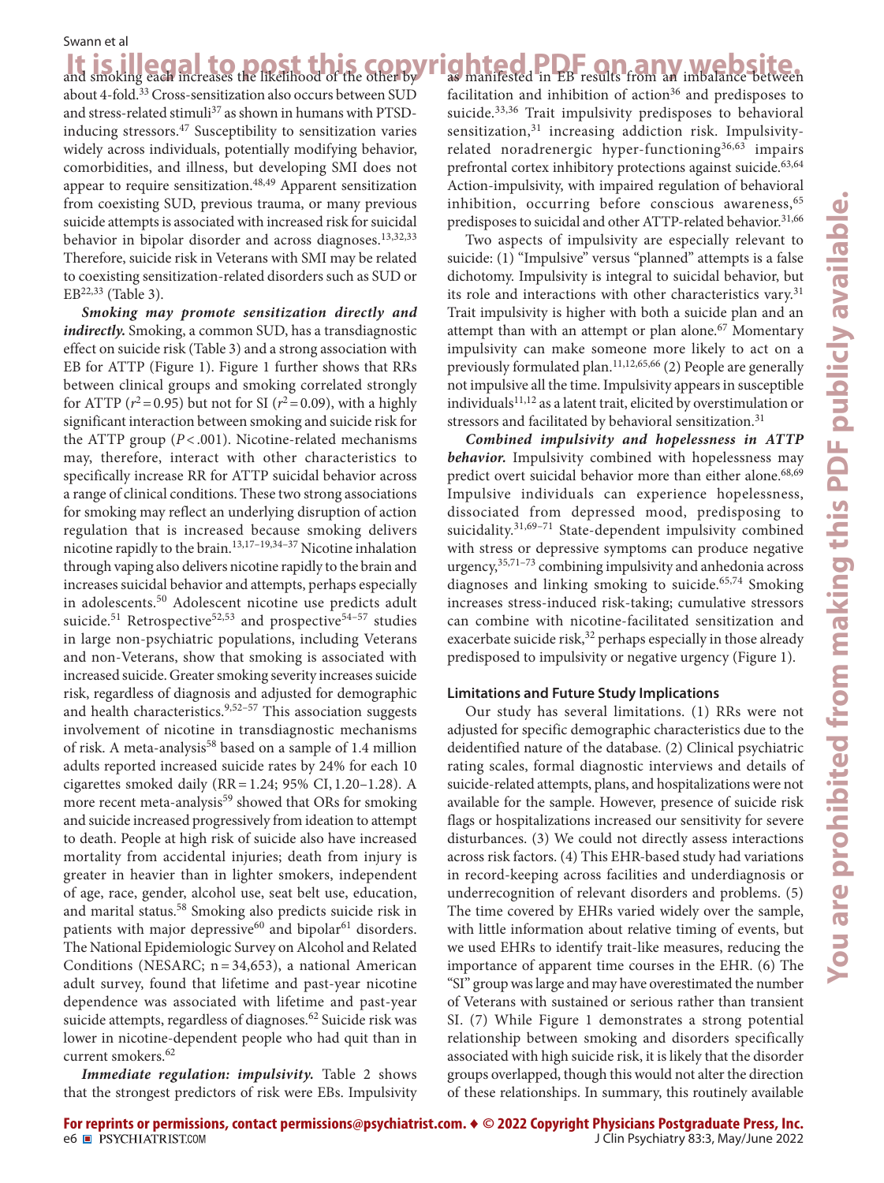and smoking each increases the likelihood of the other by about 4-fold.[33] Cross-sensitization also occurs between SUD and stress-related stimuli[37] as shown in humans with PTSD-inducing stressors.[47] Susceptibility to sensitization varies widely across individuals, potentially modifying behavior, comorbidities, and illness, but developing SMI does not appear to require sensitization.[48,49] Apparent sensitization from coexisting SUD, previous trauma, or many previous suicide attempts is associated with increased risk for suicidal behavior in bipolar disorder and across diagnoses.[13,32,33] Therefore, suicide risk in Veterans with SMI may be related to coexisting sensitization-related disorders such as SUD or EB[22,33] (Table 3).

***Smoking may promote sensitization directly and indirectly.*** Smoking, a common SUD, has a transdiagnostic effect on suicide risk (Table 3) and a strong association with EB for ATTP (Figure 1). Figure 1 further shows that RRs between clinical groups and smoking correlated strongly for ATTP ($r^2 = 0.95$) but not for SI ($r^2 = 0.09$), with a highly significant interaction between smoking and suicide risk for the ATTP group ($P < .001$). Nicotine-related mechanisms may, therefore, interact with other characteristics to specifically increase RR for ATTP suicidal behavior across a range of clinical conditions. These two strong associations for smoking may reflect an underlying disruption of action regulation that is increased because smoking delivers nicotine rapidly to the brain.[13,17–19,34–37] Nicotine inhalation through vaping also delivers nicotine rapidly to the brain and increases suicidal behavior and attempts, perhaps especially in adolescents.[50] Adolescent nicotine use predicts adult suicide.[51] Retrospective[52,53] and prospective[54–57] studies in large non-psychiatric populations, including Veterans and non-Veterans, show that smoking is associated with increased suicide. Greater smoking severity increases suicide risk, regardless of diagnosis and adjusted for demographic and health characteristics.[9,52–57] This association suggests involvement of nicotine in transdiagnostic mechanisms of risk. A meta-analysis[58] based on a sample of 1.4 million adults reported increased suicide rates by 24% for each 10 cigarettes smoked daily (RR = 1.24; 95% CI, 1.20–1.28). A more recent meta-analysis[59] showed that ORs for smoking and suicide increased progressively from ideation to attempt to death. People at high risk of suicide also have increased mortality from accidental injuries; death from injury is greater in heavier than in lighter smokers, independent of age, race, gender, alcohol use, seat belt use, education, and marital status.[58] Smoking also predicts suicide risk in patients with major depressive[60] and bipolar[61] disorders. The National Epidemiologic Survey on Alcohol and Related Conditions (NESARC; n = 34,653), a national American adult survey, found that lifetime and past-year nicotine dependence was associated with lifetime and past-year suicide attempts, regardless of diagnoses.[62] Suicide risk was lower in nicotine-dependent people who had quit than in current smokers.[62]

***Immediate regulation: impulsivity.*** Table 2 shows that the strongest predictors of risk were EBs. Impulsivity as manifested in EB results from an imbalance between facilitation and inhibition of action[36] and predisposes to suicide.[33,36] Trait impulsivity predisposes to behavioral sensitization,[31] increasing addiction risk. Impulsivity-related noradrenergic hyper-functioning[36,63] impairs prefrontal cortex inhibitory protections against suicide.[63,64] Action-impulsivity, with impaired regulation of behavioral inhibition, occurring before conscious awareness,[65] predisposes to suicidal and other ATTP-related behavior.[31,66]

Two aspects of impulsivity are especially relevant to suicide: (1) "Impulsive" versus "planned" attempts is a false dichotomy. Impulsivity is integral to suicidal behavior, but its role and interactions with other characteristics vary.[31] Trait impulsivity is higher with both a suicide plan and an attempt than with an attempt or plan alone.[67] Momentary impulsivity can make someone more likely to act on a previously formulated plan.[11,12,65,66] (2) People are generally not impulsive all the time. Impulsivity appears in susceptible individuals[11,12] as a latent trait, elicited by overstimulation or stressors and facilitated by behavioral sensitization.[31]

***Combined impulsivity and hopelessness in ATTP behavior.*** Impulsivity combined with hopelessness may predict overt suicidal behavior more than either alone.[68,69] Impulsive individuals can experience hopelessness, dissociated from depressed mood, predisposing to suicidality.[31,69–71] State-dependent impulsivity combined with stress or depressive symptoms can produce negative urgency,[35,71–73] combining impulsivity and anhedonia across diagnoses and linking smoking to suicide.[65,74] Smoking increases stress-induced risk-taking; cumulative stressors can combine with nicotine-facilitated sensitization and exacerbate suicide risk,[32] perhaps especially in those already predisposed to impulsivity or negative urgency (Figure 1).

### Limitations and Future Study Implications

Our study has several limitations. (1) RRs were not adjusted for specific demographic characteristics due to the deidentified nature of the database. (2) Clinical psychiatric rating scales, formal diagnostic interviews and details of suicide-related attempts, plans, and hospitalizations were not available for the sample. However, presence of suicide risk flags or hospitalizations increased our sensitivity for severe disturbances. (3) We could not directly assess interactions across risk factors. (4) This EHR-based study had variations in record-keeping across facilities and underdiagnosis or underrecognition of relevant disorders and problems. (5) The time covered by EHRs varied widely over the sample, with little information about relative timing of events, but we used EHRs to identify trait-like measures, reducing the importance of apparent time courses in the EHR. (6) The "SI" group was large and may have overestimated the number of Veterans with sustained or serious rather than transient SI. (7) While Figure 1 demonstrates a strong potential relationship between smoking and disorders specifically associated with high suicide risk, it is likely that the disorder groups overlapped, though this would not alter the direction of these relationships. In summary, this routinely available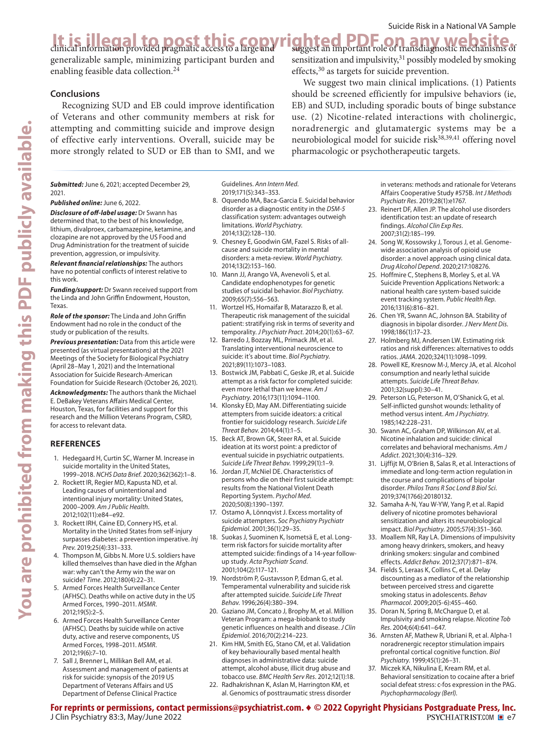clinical information provided pragmatic access to a large and generalizable sample, minimizing participant burden and enabling feasible data collection.[24]

## Conclusions

Recognizing SUD and EB could improve identification of Veterans and other community members at risk for attempting and committing suicide and improve design of effective early interventions. Overall, suicide may be more strongly related to SUD or EB than to SMI, and we suggest an important role of transdiagnostic mechanisms of sensitization and impulsivity,[31] possibly modeled by smoking effects,[30] as targets for suicide prevention.

We suggest two main clinical implications. (1) Patients should be screened efficiently for impulsive behaviors (ie, EB) and SUD, including sporadic bouts of binge substance use. (2) Nicotine-related interactions with cholinergic, noradrenergic and glutamatergic systems may be a neurobiological model for suicide risk[38,39,41] offering novel pharmacologic or psychotherapeutic targets.

***Submitted:*** June 6, 2021; accepted December 29, 2021.

***Published online:*** June 6, 2022.

***Disclosure of off-label usage:*** Dr Swann has determined that, to the best of his knowledge, lithium, divalproex, carbamazepine, ketamine, and clozapine are not approved by the US Food and Drug Administration for the treatment of suicide prevention, aggression, or impulsivity.

***Relevant financial relationships:*** The authors have no potential conflicts of interest relative to this work.

***Funding/support:*** Dr Swann received support from the Linda and John Griffin Endowment, Houston, Texas.

***Role of the sponsor:*** The Linda and John Griffin Endowment had no role in the conduct of the study or publication of the results.

***Previous presentation:*** Data from this article were presented (as virtual presentations) at the 2021 Meetings of the Society for Biological Psychiatry (April 28–May 1, 2021) and the International Association for Suicide Research-American Foundation for Suicide Research (October 26, 2021).

***Acknowledgments:*** The authors thank the Michael E. DeBakey Veterans Affairs Medical Center, Houston, Texas, for facilities and support for this research and the Million Veterans Program, CSRD, for access to relevant data.

## REFERENCES

1. Hedegaard H, Curtin SC, Warner M. Increase in suicide mortality in the United States, 1999–2018. *NCHS Data Brief*. 2020;362(362):1–8.
2. Rockett IR, Regier MD, Kapusta ND, et al. Leading causes of unintentional and intentional injury mortality: United States, 2000–2009. *Am J Public Health*. 2012;102(11):e84–e92.
3. Rockett IRH, Caine ED, Connery HS, et al. Mortality in the United States from self-injury surpasses diabetes: a prevention imperative. *Inj Prev*. 2019;25(4):331–333.
4. Thompson M, Gibbs N. More U.S. soldiers have killed themselves than have died in the Afghan war: why can't the Army win the war on suicide? *Time*. 2012;180(4):22–31.
5. Armed Forces Health Surveillance Center (AFHSC). Deaths while on active duty in the US Armed Forces, 1990–2011. *MSMR*. 2012;19(5):2–5.
6. Armed Forces Health Surveillance Center (AFHSC). Deaths by suicide while on active duty, active and reserve components, US Armed Forces, 1998–2011. *MSMR*. 2012;19(6):7–10.
7. Sall J, Brenner L, Millikan Bell AM, et al. Assessment and management of patients at risk for suicide: synopsis of the 2019 US Department of Veterans Affairs and US Department of Defense Clinical Practice Guidelines. *Ann Intern Med*. 2019;171(5):343–353.
8. Oquendo MA, Baca-Garcia E. Suicidal behavior disorder as a diagnostic entity in the *DSM-5* classification system: advantages outweigh limitations. *World Psychiatry*. 2014;13(2):128–130.
9. Chesney E, Goodwin GM, Fazel S. Risks of all-cause and suicide mortality in mental disorders: a meta-review. *World Psychiatry*. 2014;13(2):153–160.
10. Mann JJ, Arango VA, Avenevoli S, et al. Candidate endophenotypes for genetic studies of suicidal behavior. *Biol Psychiatry*. 2009;65(7):556–563.
11. Wortzel HS, Homaifar B, Matarazzo B, et al. Therapeutic risk management of the suicidal patient: stratifying risk in terms of severity and temporality. *J Psychiatr Pract*. 2014;20(1):63–67.
12. Barredo J, Bozzay ML, Primack JM, et al. Translating interventional neuroscience to suicide: it's about time. *Biol Psychiatry*. 2021;89(11):1073–1083.
13. Bostwick JM, Pabbati C, Geske JR, et al. Suicide attempt as a risk factor for completed suicide: even more lethal than we knew. *Am J Psychiatry*. 2016;173(11):1094–1100.
14. Klonsky ED, May AM. Differentiating suicide attempters from suicide ideators: a critical frontier for suicidology research. *Suicide Life Threat Behav*. 2014;44(1):1–5.
15. Beck AT, Brown GK, Steer RA, et al. Suicide ideation at its worst point: a predictor of eventual suicide in psychiatric outpatients. *Suicide Life Threat Behav*. 1999;29(1):1–9.
16. Jordan JT, McNiel DE. Characteristics of persons who die on their first suicide attempt: results from the National Violent Death Reporting System. *Psychol Med*. 2020;50(8):1390–1397.
17. Ostamo A, Lönnqvist J. Excess mortality of suicide attempters. *Soc Psychiatry Psychiatr Epidemiol*. 2001;36(1):29–35.
18. Suokas J, Suominen K, Isometsä E, et al. Long-term risk factors for suicide mortality after attempted suicide: findings of a 14-year follow-up study. *Acta Psychiatr Scand*. 2001;104(2):117–121.
19. Nordström P, Gustavsson P, Edman G, et al. Temperamental vulnerability and suicide risk after attempted suicide. *Suicide Life Threat Behav*. 1996;26(4):380–394.
20. Gaziano JM, Concato J, Brophy M, et al. Million Veteran Program: a mega-biobank to study genetic influences on health and disease. *J Clin Epidemiol*. 2016;70(2):214–223.
21. Kim HM, Smith EG, Stano CM, et al. Validation of key behaviourally based mental health diagnoses in administrative data: suicide attempt, alcohol abuse, illicit drug abuse and tobacco use. *BMC Health Serv Res*. 2012;12(1):18.
22. Radhakrishnan K, Aslan M, Harrington KM, et al. Genomics of posttraumatic stress disorder in veterans: methods and rationale for Veterans Affairs Cooperative Study #575B. *Int J Methods Psychiatr Res*. 2019;28(1):e1767.
23. Reinert DF, Allen JP. The alcohol use disorders identification test: an update of research findings. *Alcohol Clin Exp Res*. 2007;31(2):185–199.
24. Song W, Kossowsky J, Torous J, et al. Genome-wide association analysis of opioid use disorder: a novel approach using clinical data. *Drug Alcohol Depend*. 2020;217:108276.
25. Hoffmire C, Stephens B, Morley S, et al. VA Suicide Prevention Applications Network: a national health care system-based suicide event tracking system. *Public Health Rep*. 2016;131(6):816–821.
26. Chen YR, Swann AC, Johnson BA. Stability of diagnosis in bipolar disorder. *J Nerv Ment Dis*. 1998;186(1):17–23.
27. Holmberg MJ, Andersen LW. Estimating risk ratios and risk differences: alternatives to odds ratios. *JAMA*. 2020;324(11):1098–1099.
28. Powell KE, Kresnow M-J, Mercy JA, et al. Alcohol consumption and nearly lethal suicide attempts. *Suicide Life Threat Behav*. 2001;32(suppl):30–41.
29. Peterson LG, Peterson M, O'Shanick G, et al. Self-inflicted gunshot wounds: lethality of method versus intent. *Am J Psychiatry*. 1985;142:228–231.
30. Swann AC, Graham DP, Wilkinson AV, et al. Nicotine inhalation and suicide: clinical correlates and behavioral mechanisms. *Am J Addict*. 2021;30(4):316–329.
31. Lijffijt M, O'Brien B, Salas R, et al. Interactions of immediate and long-term action regulation in the course and complications of bipolar disorder. *Philos Trans R Soc Lond B Biol Sci*. 2019;374(1766):20180132.
32. Samaha A-N, Yau W-YW, Yang P, et al. Rapid delivery of nicotine promotes behavioral sensitization and alters its neurobiological impact. *Biol Psychiatry*. 2005;57(4):351–360.
33. Moallem NR, Ray LA. Dimensions of impulsivity among heavy drinkers, smokers, and heavy drinking smokers: singular and combined effects. *Addict Behav*. 2012;37(7):871–874.
34. Fields S, Leraas K, Collins C, et al. Delay discounting as a mediator of the relationship between perceived stress and cigarette smoking status in adolescents. *Behav Pharmacol*. 2009;20(5-6):455–460.
35. Doran N, Spring B, McChargue D, et al. Impulsivity and smoking relapse. *Nicotine Tob Res*. 2004;6(4):641–647.
36. Arnsten AF, Mathew R, Ubriani R, et al. Alpha-1 noradrenergic receptor stimulation impairs prefrontal cortical cognitive function. *Biol Psychiatry*. 1999;45(1):26–31.
37. Miczek KA, Nikulina E, Kream RM, et al. Behavioral sensitization to cocaine after a brief social defeat stress: c-fos expression in the PAG. *Psychopharmacology (Berl)*.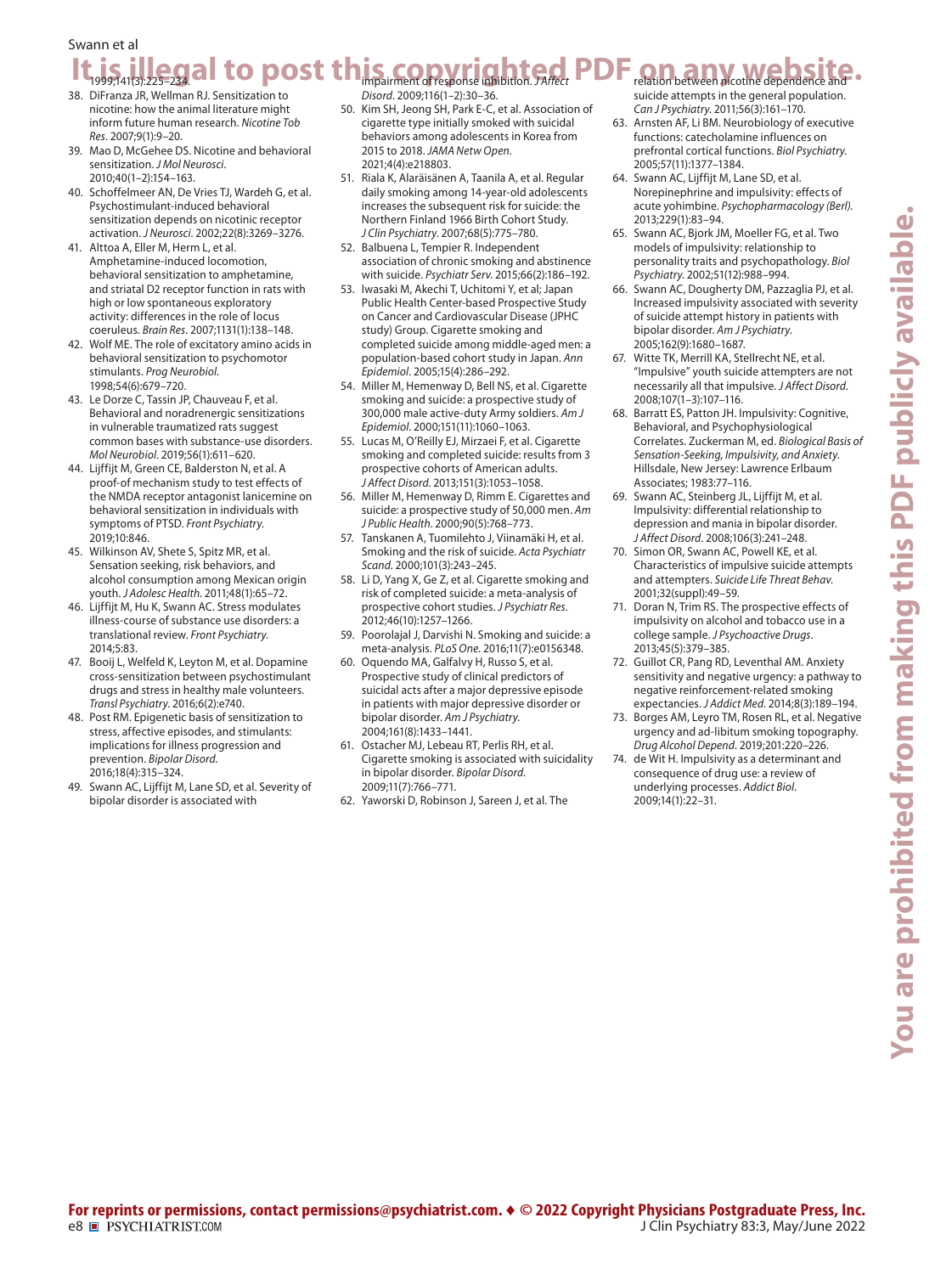1999;141(3):225–234.

38. DiFranza JR, Wellman RJ. Sensitization to nicotine: how the animal literature might inform future human research. *Nicotine Tob Res*. 2007;9(1):9–20.
39. Mao D, McGehee DS. Nicotine and behavioral sensitization. *J Mol Neurosci*. 2010;40(1–2):154–163.
40. Schoffelmeer AN, De Vries TJ, Wardeh G, et al. Psychostimulant-induced behavioral sensitization depends on nicotinic receptor activation. *J Neurosci*. 2002;22(8):3269–3276.
41. Alttoa A, Eller M, Herm L, et al. Amphetamine-induced locomotion, behavioral sensitization to amphetamine, and striatal D2 receptor function in rats with high or low spontaneous exploratory activity: differences in the role of locus coeruleus. *Brain Res*. 2007;1131(1):138–148.
42. Wolf ME. The role of excitatory amino acids in behavioral sensitization to psychomotor stimulants. *Prog Neurobiol*. 1998;54(6):679–720.
43. Le Dorze C, Tassin JP, Chauveau F, et al. Behavioral and noradrenergic sensitizations in vulnerable traumatized rats suggest common bases with substance-use disorders. *Mol Neurobiol*. 2019;56(1):611–620.
44. Lijffijt M, Green CE, Balderston N, et al. A proof-of-mechanism study to test effects of the NMDA receptor antagonist lanicemine on behavioral sensitization in individuals with symptoms of PTSD. *Front Psychiatry*. 2019;10:846.
45. Wilkinson AV, Shete S, Spitz MR, et al. Sensation seeking, risk behaviors, and alcohol consumption among Mexican origin youth. *J Adolesc Health*. 2011;48(1):65–72.
46. Lijffijt M, Hu K, Swann AC. Stress modulates illness-course of substance use disorders: a translational review. *Front Psychiatry*. 2014;5:83.
47. Booij L, Welfeld K, Leyton M, et al. Dopamine cross-sensitization between psychostimulant drugs and stress in healthy male volunteers. *Transl Psychiatry*. 2016;6(2):e740.
48. Post RM. Epigenetic basis of sensitization to stress, affective episodes, and stimulants: implications for illness progression and prevention. *Bipolar Disord*. 2016;18(4):315–324.
49. Swann AC, Lijffijt M, Lane SD, et al. Severity of bipolar disorder is associated with impairment of response inhibition. *J Affect Disord*. 2009;116(1–2):30–36.
50. Kim SH, Jeong SH, Park E-C, et al. Association of cigarette type initially smoked with suicidal behaviors among adolescents in Korea from 2015 to 2018. *JAMA Netw Open*. 2021;4(4):e218803.
51. Riala K, Alaräisänen A, Taanila A, et al. Regular daily smoking among 14-year-old adolescents increases the subsequent risk for suicide: the Northern Finland 1966 Birth Cohort Study. *J Clin Psychiatry*. 2007;68(5):775–780.
52. Balbuena L, Tempier R. Independent association of chronic smoking and abstinence with suicide. *Psychiatr Serv*. 2015;66(2):186–192.
53. Iwasaki M, Akechi T, Uchitomi Y, et al; Japan Public Health Center-based Prospective Study on Cancer and Cardiovascular Disease (JPHC study) Group. Cigarette smoking and completed suicide among middle-aged men: a population-based cohort study in Japan. *Ann Epidemiol*. 2005;15(4):286–292.
54. Miller M, Hemenway D, Bell NS, et al. Cigarette smoking and suicide: a prospective study of 300,000 male active-duty Army soldiers. *Am J Epidemiol*. 2000;151(11):1060–1063.
55. Lucas M, O'Reilly EJ, Mirzaei F, et al. Cigarette smoking and completed suicide: results from 3 prospective cohorts of American adults. *J Affect Disord*. 2013;151(3):1053–1058.
56. Miller M, Hemenway D, Rimm E. Cigarettes and suicide: a prospective study of 50,000 men. *Am J Public Health*. 2000;90(5):768–773.
57. Tanskanen A, Tuomilehto J, Viinamäki H, et al. Smoking and the risk of suicide. *Acta Psychiatr Scand*. 2000;101(3):243–245.
58. Li D, Yang X, Ge Z, et al. Cigarette smoking and risk of completed suicide: a meta-analysis of prospective cohort studies. *J Psychiatr Res*. 2012;46(10):1257–1266.
59. Poorolajal J, Darvishi N. Smoking and suicide: a meta-analysis. *PLoS One*. 2016;11(7):e0156348.
60. Oquendo MA, Galfalvy H, Russo S, et al. Prospective study of clinical predictors of suicidal acts after a major depressive episode in patients with major depressive disorder or bipolar disorder. *Am J Psychiatry*. 2004;161(8):1433–1441.
61. Ostacher MJ, Lebeau RT, Perlis RH, et al. Cigarette smoking is associated with suicidality in bipolar disorder. *Bipolar Disord*. 2009;11(7):766–771.
62. Yaworski D, Robinson J, Sareen J, et al. The relation between nicotine dependence and suicide attempts in the general population. *Can J Psychiatry*. 2011;56(3):161–170.
63. Arnsten AF, Li BM. Neurobiology of executive functions: catecholamine influences on prefrontal cortical functions. *Biol Psychiatry*. 2005;57(11):1377–1384.
64. Swann AC, Lijffijt M, Lane SD, et al. Norepinephrine and impulsivity: effects of acute yohimbine. *Psychopharmacology (Berl)*. 2013;229(1):83–94.
65. Swann AC, Bjork JM, Moeller FG, et al. Two models of impulsivity: relationship to personality traits and psychopathology. *Biol Psychiatry*. 2002;51(12):988–994.
66. Swann AC, Dougherty DM, Pazzaglia PJ, et al. Increased impulsivity associated with severity of suicide attempt history in patients with bipolar disorder. *Am J Psychiatry*. 2005;162(9):1680–1687.
67. Witte TK, Merrill KA, Stellrecht NE, et al. "Impulsive" youth suicide attempters are not necessarily all that impulsive. *J Affect Disord*. 2008;107(1–3):107–116.
68. Barratt ES, Patton JH. Impulsivity: Cognitive, Behavioral, and Psychophysiological Correlates. Zuckerman M, ed. *Biological Basis of Sensation-Seeking, Impulsivity, and Anxiety*. Hillsdale, New Jersey: Lawrence Erlbaum Associates; 1983:77–116.
69. Swann AC, Steinberg JL, Lijffijt M, et al. Impulsivity: differential relationship to depression and mania in bipolar disorder. *J Affect Disord*. 2008;106(3):241–248.
70. Simon OR, Swann AC, Powell KE, et al. Characteristics of impulsive suicide attempts and attempters. *Suicide Life Threat Behav*. 2001;32(suppl):49–59.
71. Doran N, Trim RS. The prospective effects of impulsivity on alcohol and tobacco use in a college sample. *J Psychoactive Drugs*. 2013;45(5):379–385.
72. Guillot CR, Pang RD, Leventhal AM. Anxiety sensitivity and negative urgency: a pathway to negative reinforcement-related smoking expectancies. *J Addict Med*. 2014;8(3):189–194.
73. Borges AM, Leyro TM, Rosen RL, et al. Negative urgency and ad-libitum smoking topography. *Drug Alcohol Depend*. 2019;201:220–226.
74. de Wit H. Impulsivity as a determinant and consequence of drug use: a review of underlying processes. *Addict Biol*. 2009;14(1):22–31.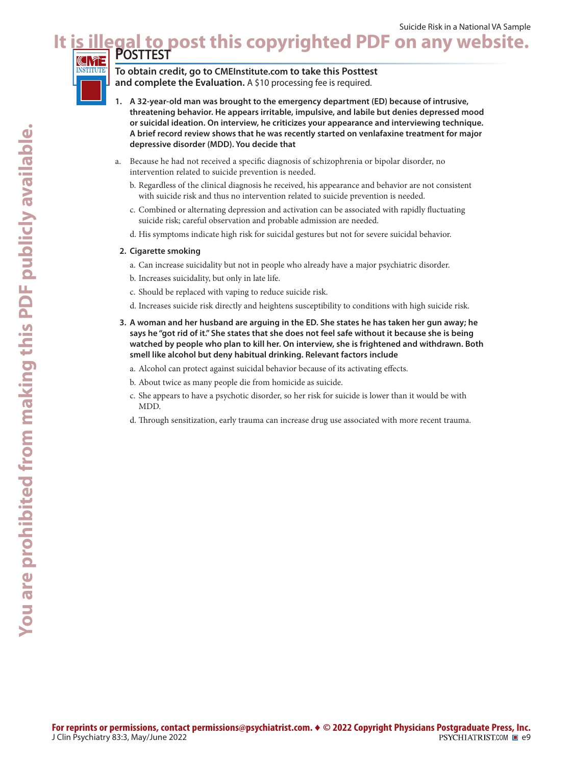# Posttest

**To obtain credit, go to CMEInstitute.com to take this Posttest and complete the Evaluation.** A $10 processing fee is required.

1. **A 32-year-old man was brought to the emergency department (ED) because of intrusive, threatening behavior. He appears irritable, impulsive, and labile but denies depressed mood or suicidal ideation. On interview, he criticizes your appearance and interviewing technique. A brief record review shows that he was recently started on venlafaxine treatment for major depressive disorder (MDD). You decide that**

   a. Because he had not received a specific diagnosis of schizophrenia or bipolar disorder, no intervention related to suicide prevention is needed.

   b. Regardless of the clinical diagnosis he received, his appearance and behavior are not consistent with suicide risk and thus no intervention related to suicide prevention is needed.

   c. Combined or alternating depression and activation can be associated with rapidly fluctuating suicide risk; careful observation and probable admission are needed.

   d. His symptoms indicate high risk for suicidal gestures but not for severe suicidal behavior.

2. **Cigarette smoking**

   a. Can increase suicidality but not in people who already have a major psychiatric disorder.

   b. Increases suicidality, but only in late life.

   c. Should be replaced with vaping to reduce suicide risk.

   d. Increases suicide risk directly and heightens susceptibility to conditions with high suicide risk.

3. **A woman and her husband are arguing in the ED. She states he has taken her gun away; he says he "got rid of it." She states that she does not feel safe without it because she is being watched by people who plan to kill her. On interview, she is frightened and withdrawn. Both smell like alcohol but deny habitual drinking. Relevant factors include**

   a. Alcohol can protect against suicidal behavior because of its activating effects.

   b. About twice as many people die from homicide as suicide.

   c. She appears to have a psychotic disorder, so her risk for suicide is lower than it would be with MDD.

   d. Through sensitization, early trauma can increase drug use associated with more recent trauma.